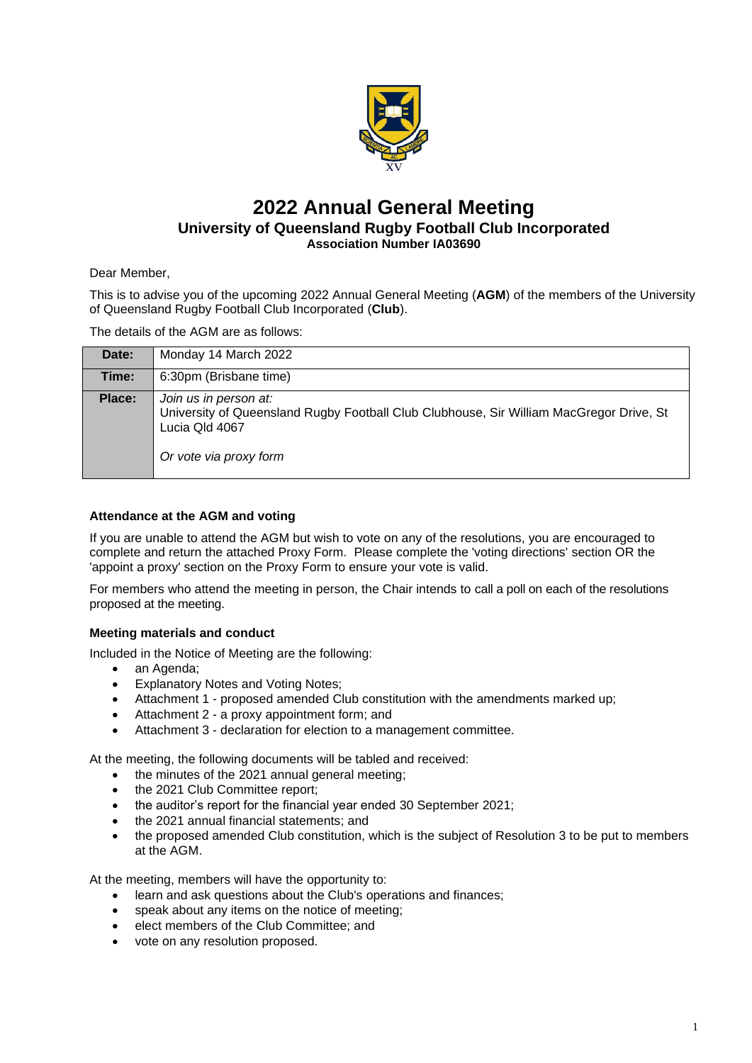# 2022 Annual General Meeting

## University of Queensland Rugby Football Club Incorporated

### Association Number IA03690

Dear Member,

This is to advise you of the upcoming 2022 Annual General Meeting (**AGM**) of the members of the University of Queensland Rugby Football Club Incorporated (**Club**).

The details of the AGM are as follows:

| | |
|---|---|
| **Date:** | Monday 14 March 2022 |
| **Time:** | 6:30pm (Brisbane time) |
| **Place:** | *Join us in person at:* University of Queensland Rugby Football Club Clubhouse, Sir William MacGregor Drive, St Lucia Qld 4067 *Or vote via proxy form* |

#### Attendance at the AGM and voting

If you are unable to attend the AGM but wish to vote on any of the resolutions, you are encouraged to complete and return the attached Proxy Form. Please complete the 'voting directions' section OR the 'appoint a proxy' section on the Proxy Form to ensure your vote is valid.

For members who attend the meeting in person, the Chair intends to call a poll on each of the resolutions proposed at the meeting.

#### Meeting materials and conduct

Included in the Notice of Meeting are the following:

- an Agenda;
- Explanatory Notes and Voting Notes;
- Attachment 1 - proposed amended Club constitution with the amendments marked up;
- Attachment 2 - a proxy appointment form; and
- Attachment 3 - declaration for election to a management committee.

At the meeting, the following documents will be tabled and received:

- the minutes of the 2021 annual general meeting;
- the 2021 Club Committee report;
- the auditor's report for the financial year ended 30 September 2021;
- the 2021 annual financial statements; and
- the proposed amended Club constitution, which is the subject of Resolution 3 to be put to members at the AGM.

At the meeting, members will have the opportunity to:

- learn and ask questions about the Club's operations and finances;
- speak about any items on the notice of meeting;
- elect members of the Club Committee; and
- vote on any resolution proposed.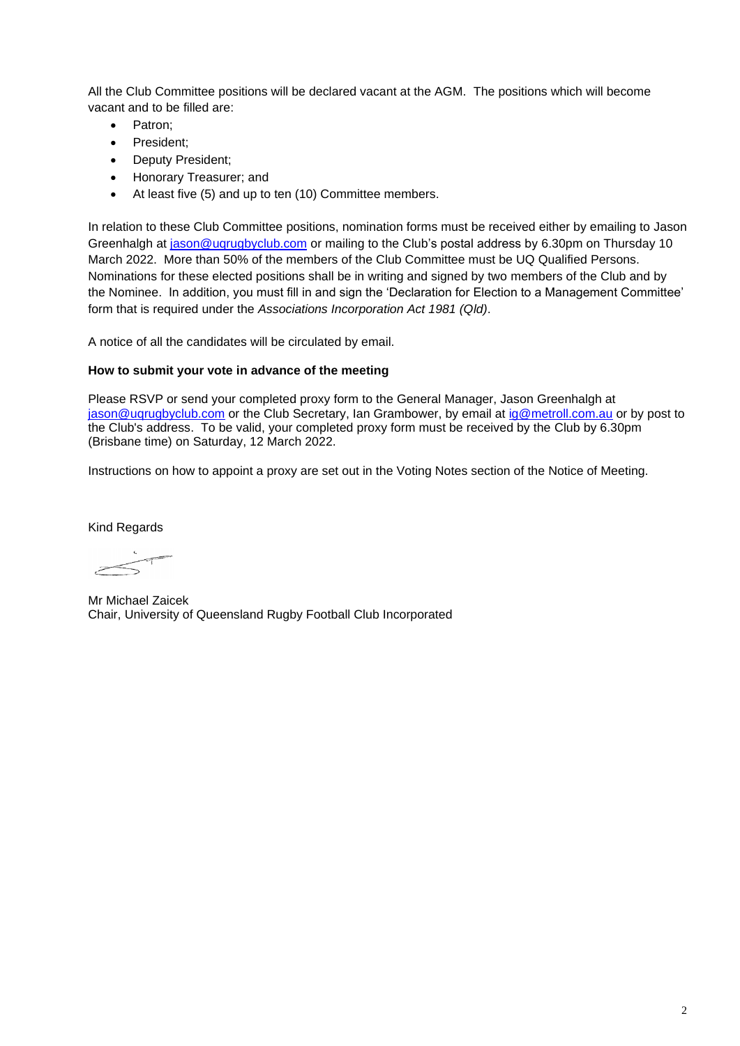All the Club Committee positions will be declared vacant at the AGM. The positions which will become vacant and to be filled are:

- Patron;
- President;
- Deputy President;
- Honorary Treasurer; and
- At least five (5) and up to ten (10) Committee members.

In relation to these Club Committee positions, nomination forms must be received either by emailing to Jason Greenhalgh at jason@uqrugbyclub.com or mailing to the Club's postal address by 6.30pm on Thursday 10 March 2022. More than 50% of the members of the Club Committee must be UQ Qualified Persons. Nominations for these elected positions shall be in writing and signed by two members of the Club and by the Nominee. In addition, you must fill in and sign the 'Declaration for Election to a Management Committee' form that is required under the *Associations Incorporation Act 1981 (Qld)*.

A notice of all the candidates will be circulated by email.

**How to submit your vote in advance of the meeting**

Please RSVP or send your completed proxy form to the General Manager, Jason Greenhalgh at jason@uqrugbyclub.com or the Club Secretary, Ian Grambower, by email at ig@metroll.com.au or by post to the Club's address. To be valid, your completed proxy form must be received by the Club by 6.30pm (Brisbane time) on Saturday, 12 March 2022.

Instructions on how to appoint a proxy are set out in the Voting Notes section of the Notice of Meeting.

Kind Regards

Mr Michael Zaicek
Chair, University of Queensland Rugby Football Club Incorporated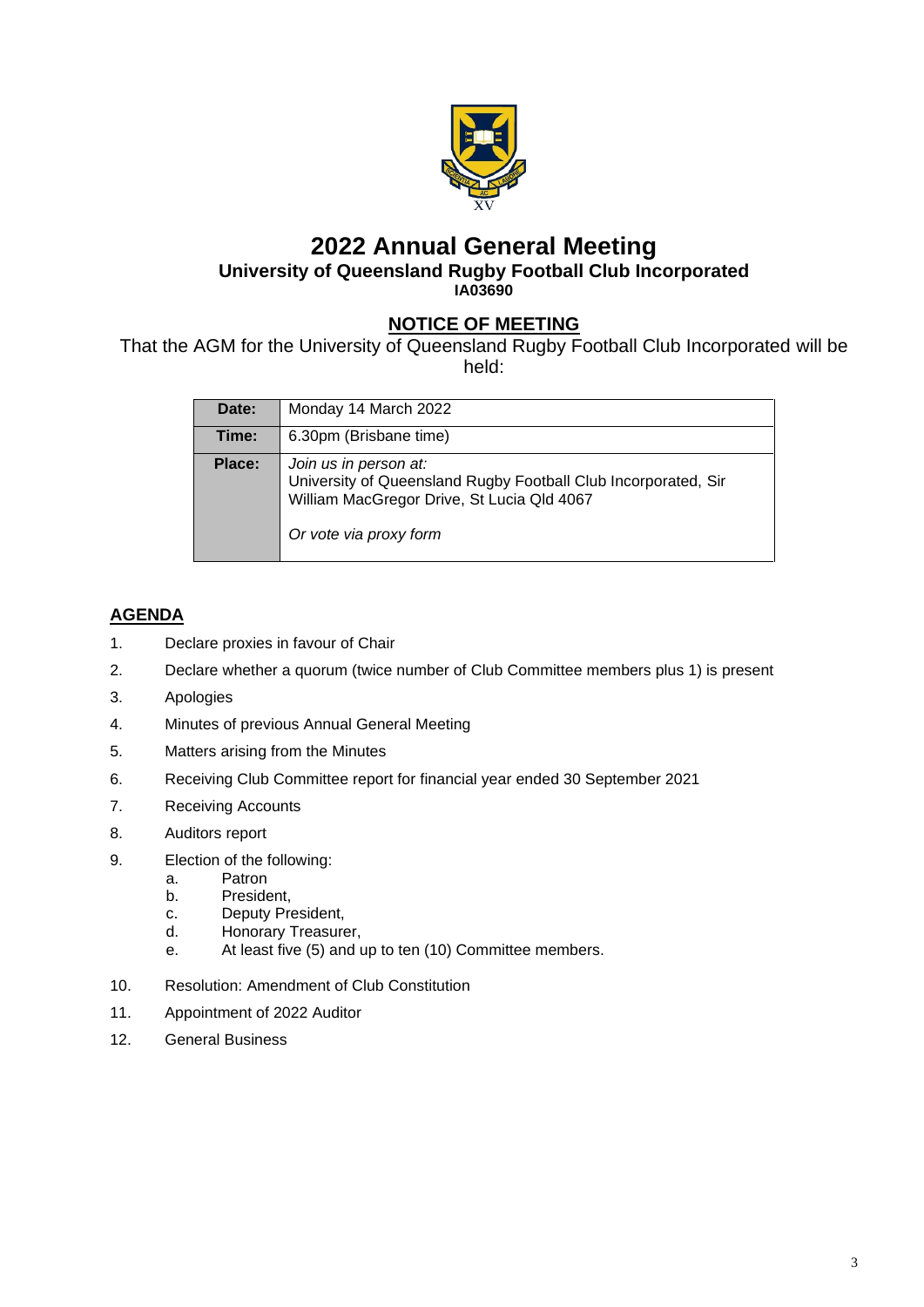# 2022 Annual General Meeting

**University of Queensland Rugby Football Club Incorporated**
**IA03690**

## NOTICE OF MEETING

That the AGM for the University of Queensland Rugby Football Club Incorporated will be held:

| | |
|---|---|
| **Date:** | Monday 14 March 2022 |
| **Time:** | 6.30pm (Brisbane time) |
| **Place:** | *Join us in person at:* University of Queensland Rugby Football Club Incorporated, Sir William MacGregor Drive, St Lucia Qld 4067 *Or vote via proxy form* |

## AGENDA

1. Declare proxies in favour of Chair
2. Declare whether a quorum (twice number of Club Committee members plus 1) is present
3. Apologies
4. Minutes of previous Annual General Meeting
5. Matters arising from the Minutes
6. Receiving Club Committee report for financial year ended 30 September 2021
7. Receiving Accounts
8. Auditors report
9. Election of the following:
   a. Patron
   b. President,
   c. Deputy President,
   d. Honorary Treasurer,
   e. At least five (5) and up to ten (10) Committee members.
10. Resolution: Amendment of Club Constitution
11. Appointment of 2022 Auditor
12. General Business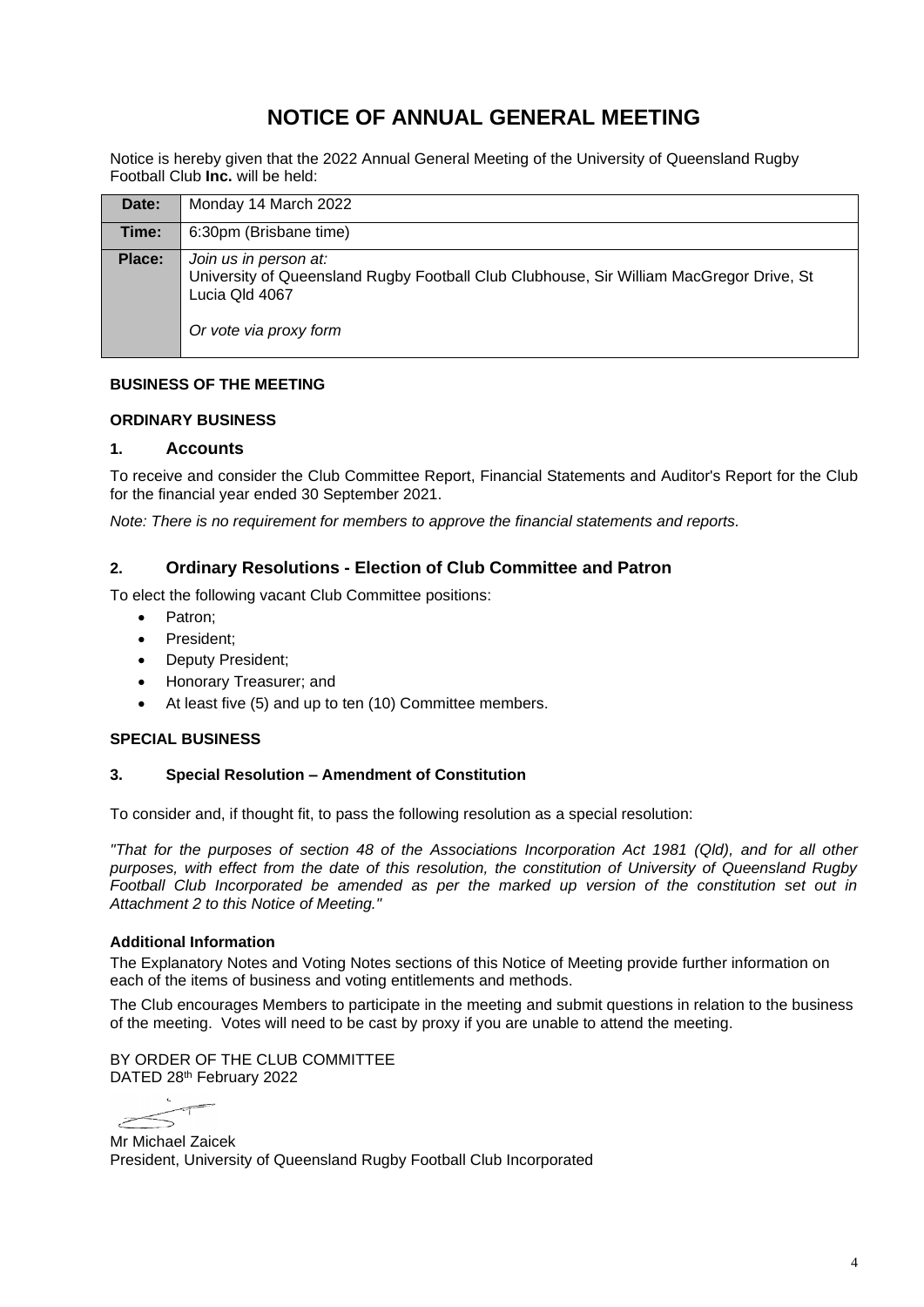# NOTICE OF ANNUAL GENERAL MEETING

Notice is hereby given that the 2022 Annual General Meeting of the University of Queensland Rugby Football Club **Inc.** will be held:

| | |
|---|---|
| **Date:** | Monday 14 March 2022 |
| **Time:** | 6:30pm (Brisbane time) |
| **Place:** | *Join us in person at:* University of Queensland Rugby Football Club Clubhouse, Sir William MacGregor Drive, St Lucia Qld 4067 *Or vote via proxy form* |

**BUSINESS OF THE MEETING**

**ORDINARY BUSINESS**

## 1. Accounts

To receive and consider the Club Committee Report, Financial Statements and Auditor's Report for the Club for the financial year ended 30 September 2021.

*Note: There is no requirement for members to approve the financial statements and reports.*

## 2. Ordinary Resolutions - Election of Club Committee and Patron

To elect the following vacant Club Committee positions:

- Patron;
- President;
- Deputy President;
- Honorary Treasurer; and
- At least five (5) and up to ten (10) Committee members.

**SPECIAL BUSINESS**

**3. Special Resolution – Amendment of Constitution**

To consider and, if thought fit, to pass the following resolution as a special resolution:

*"That for the purposes of section 48 of the Associations Incorporation Act 1981 (Qld), and for all other purposes, with effect from the date of this resolution, the constitution of University of Queensland Rugby Football Club Incorporated be amended as per the marked up version of the constitution set out in Attachment 2 to this Notice of Meeting."*

**Additional Information**

The Explanatory Notes and Voting Notes sections of this Notice of Meeting provide further information on each of the items of business and voting entitlements and methods.

The Club encourages Members to participate in the meeting and submit questions in relation to the business of the meeting. Votes will need to be cast by proxy if you are unable to attend the meeting.

BY ORDER OF THE CLUB COMMITTEE
DATED 28th February 2022

Mr Michael Zaicek
President, University of Queensland Rugby Football Club Incorporated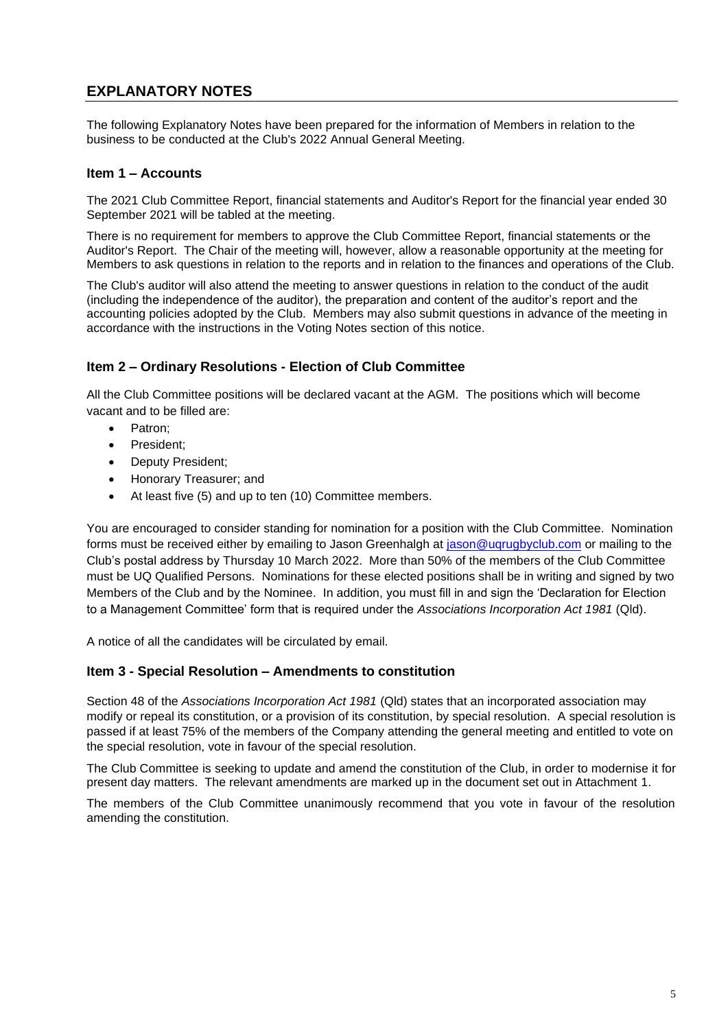# EXPLANATORY NOTES

The following Explanatory Notes have been prepared for the information of Members in relation to the business to be conducted at the Club's 2022 Annual General Meeting.

## Item 1 – Accounts

The 2021 Club Committee Report, financial statements and Auditor's Report for the financial year ended 30 September 2021 will be tabled at the meeting.

There is no requirement for members to approve the Club Committee Report, financial statements or the Auditor's Report. The Chair of the meeting will, however, allow a reasonable opportunity at the meeting for Members to ask questions in relation to the reports and in relation to the finances and operations of the Club.

The Club's auditor will also attend the meeting to answer questions in relation to the conduct of the audit (including the independence of the auditor), the preparation and content of the auditor's report and the accounting policies adopted by the Club. Members may also submit questions in advance of the meeting in accordance with the instructions in the Voting Notes section of this notice.

## Item 2 – Ordinary Resolutions - Election of Club Committee

All the Club Committee positions will be declared vacant at the AGM. The positions which will become vacant and to be filled are:

- Patron;
- President;
- Deputy President;
- Honorary Treasurer; and
- At least five (5) and up to ten (10) Committee members.

You are encouraged to consider standing for nomination for a position with the Club Committee. Nomination forms must be received either by emailing to Jason Greenhalgh at jason@uqrugbyclub.com or mailing to the Club's postal address by Thursday 10 March 2022. More than 50% of the members of the Club Committee must be UQ Qualified Persons. Nominations for these elected positions shall be in writing and signed by two Members of the Club and by the Nominee. In addition, you must fill in and sign the 'Declaration for Election to a Management Committee' form that is required under the *Associations Incorporation Act 1981* (Qld).

A notice of all the candidates will be circulated by email.

## Item 3 - Special Resolution – Amendments to constitution

Section 48 of the *Associations Incorporation Act 1981* (Qld) states that an incorporated association may modify or repeal its constitution, or a provision of its constitution, by special resolution. A special resolution is passed if at least 75% of the members of the Company attending the general meeting and entitled to vote on the special resolution, vote in favour of the special resolution.

The Club Committee is seeking to update and amend the constitution of the Club, in order to modernise it for present day matters. The relevant amendments are marked up in the document set out in Attachment 1.

The members of the Club Committee unanimously recommend that you vote in favour of the resolution amending the constitution.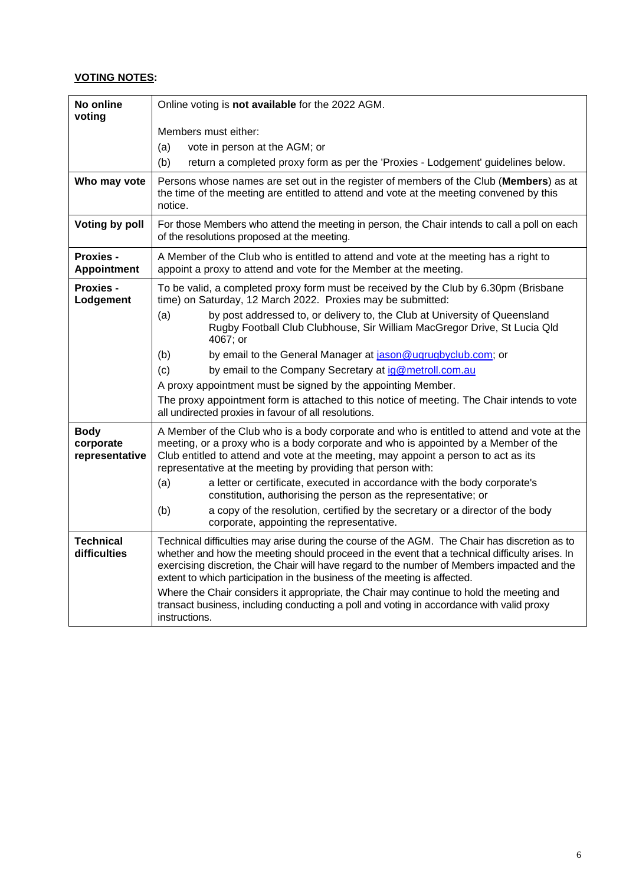**<u>VOTING NOTES</u>:**

| | |
|---|---|
| **No online voting** | Online voting is **not available** for the 2022 AGM.<br><br>Members must either:<br>(a) vote in person at the AGM; or<br>(b) return a completed proxy form as per the 'Proxies - Lodgement' guidelines below. |
| **Who may vote** | Persons whose names are set out in the register of members of the Club (**Members**) as at the time of the meeting are entitled to attend and vote at the meeting convened by this notice. |
| **Voting by poll** | For those Members who attend the meeting in person, the Chair intends to call a poll on each of the resolutions proposed at the meeting. |
| **Proxies - Appointment** | A Member of the Club who is entitled to attend and vote at the meeting has a right to appoint a proxy to attend and vote for the Member at the meeting. |
| **Proxies - Lodgement** | To be valid, a completed proxy form must be received by the Club by 6.30pm (Brisbane time) on Saturday, 12 March 2022. Proxies may be submitted:<br>(a) by post addressed to, or delivery to, the Club at University of Queensland Rugby Football Club Clubhouse, Sir William MacGregor Drive, St Lucia Qld 4067; or<br>(b) by email to the General Manager at jason@uqrugbyclub.com; or<br>(c) by email to the Company Secretary at ig@metroll.com.au<br><br>A proxy appointment must be signed by the appointing Member.<br><br>The proxy appointment form is attached to this notice of meeting. The Chair intends to vote all undirected proxies in favour of all resolutions. |
| **Body corporate representative** | A Member of the Club who is a body corporate and who is entitled to attend and vote at the meeting, or a proxy who is a body corporate and who is appointed by a Member of the Club entitled to attend and vote at the meeting, may appoint a person to act as its representative at the meeting by providing that person with:<br>(a) a letter or certificate, executed in accordance with the body corporate's constitution, authorising the person as the representative; or<br>(b) a copy of the resolution, certified by the secretary or a director of the body corporate, appointing the representative. |
| **Technical difficulties** | Technical difficulties may arise during the course of the AGM. The Chair has discretion as to whether and how the meeting should proceed in the event that a technical difficulty arises. In exercising discretion, the Chair will have regard to the number of Members impacted and the extent to which participation in the business of the meeting is affected.<br><br>Where the Chair considers it appropriate, the Chair may continue to hold the meeting and transact business, including conducting a poll and voting in accordance with valid proxy instructions. |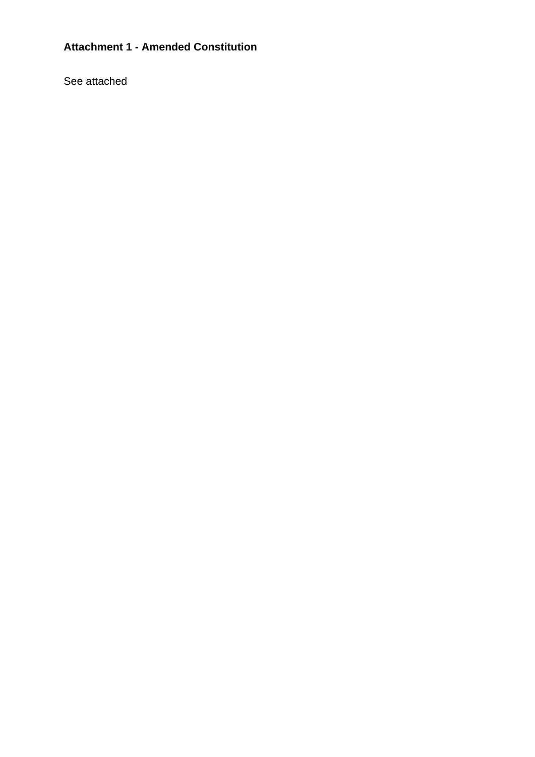**Attachment 1 - Amended Constitution**

See attached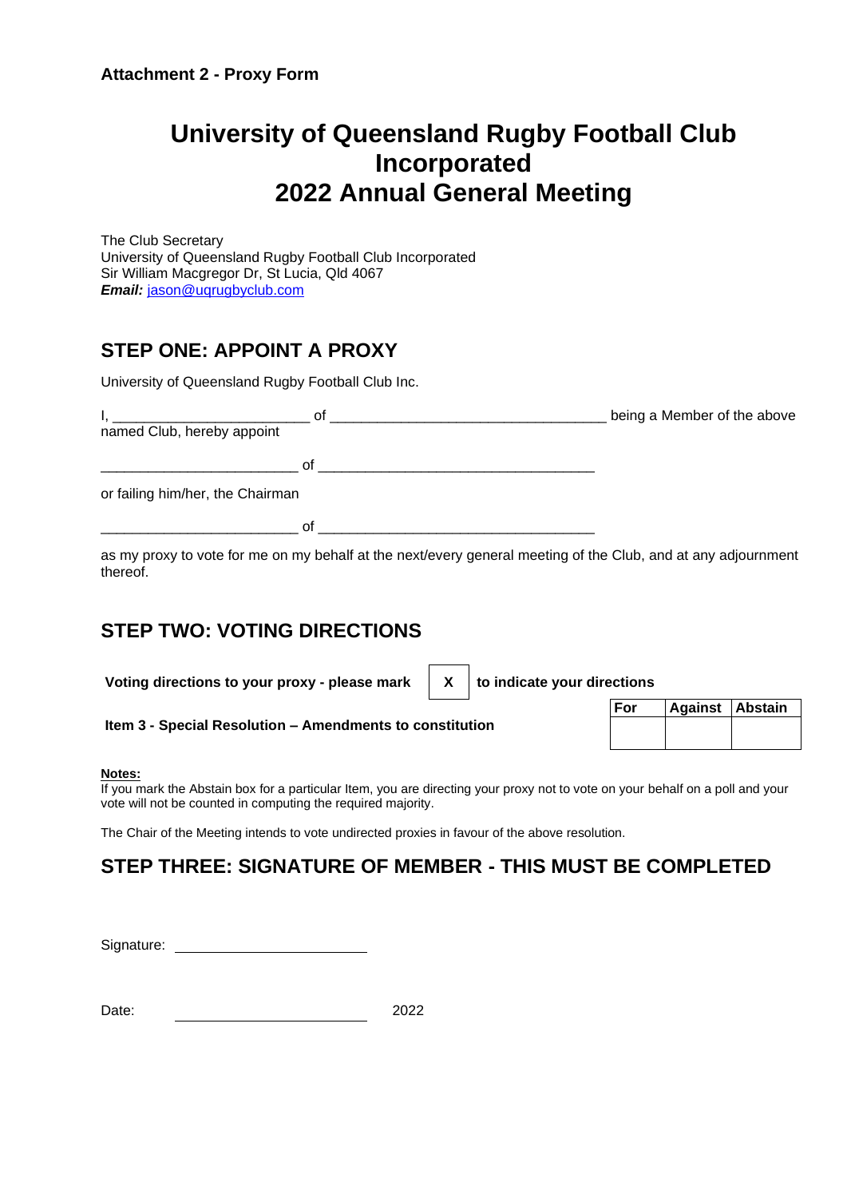**Attachment 2 - Proxy Form**

# University of Queensland Rugby Football Club Incorporated
# 2022 Annual General Meeting

The Club Secretary
University of Queensland Rugby Football Club Incorporated
Sir William Macgregor Dr, St Lucia, Qld 4067
***Email:*** jason@uqrugbyclub.com

## STEP ONE: APPOINT A PROXY

University of Queensland Rugby Football Club Inc.

I, ________________________ of __________________________________ being a Member of the above named Club, hereby appoint

________________________ of __________________________________

or failing him/her, the Chairman

________________________ of __________________________________

as my proxy to vote for me on my behalf at the next/every general meeting of the Club, and at any adjournment thereof.

## STEP TWO: VOTING DIRECTIONS

**Voting directions to your proxy - please mark** **X** **to indicate your directions**

| | For | Against | Abstain |
|---|---|---|---|
| **Item 3 - Special Resolution – Amendments to constitution** | | | |

**Notes:**
If you mark the Abstain box for a particular Item, you are directing your proxy not to vote on your behalf on a poll and your vote will not be counted in computing the required majority.

The Chair of the Meeting intends to vote undirected proxies in favour of the above resolution.

## STEP THREE: SIGNATURE OF MEMBER - THIS MUST BE COMPLETED

Signature: ________________________

Date: ________________________ 2022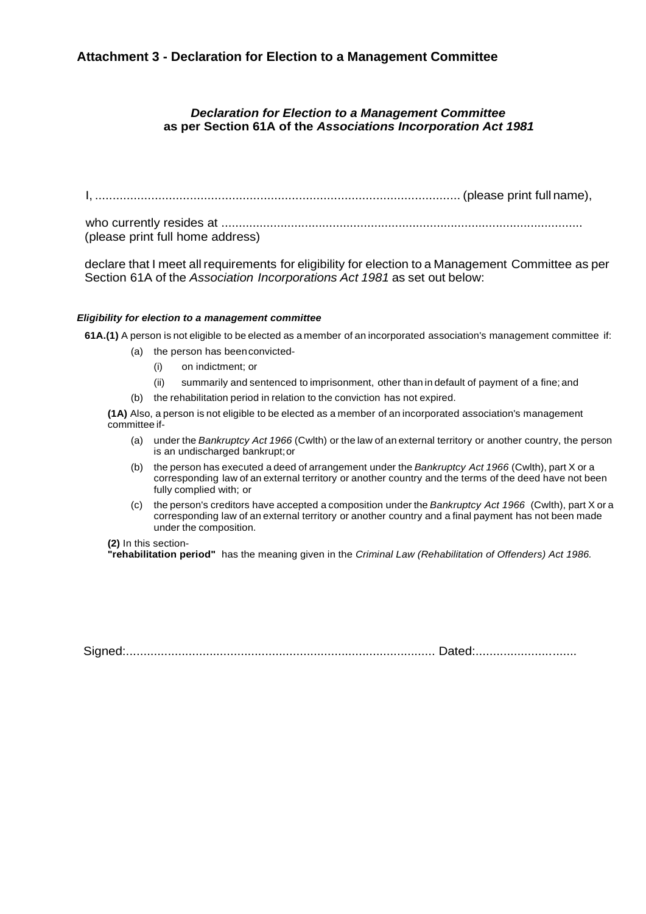## Attachment 3 - Declaration for Election to a Management Committee

***Declaration for Election to a Management Committee***
**as per Section 61A of the *Associations Incorporation Act 1981***

I, ........................................................................................................ (please print full name),

who currently resides at ........................................................................................................
(please print full home address)

declare that I meet all requirements for eligibility for election to a Management Committee as per Section 61A of the *Association Incorporations Act 1981* as set out below:

***Eligibility for election to a management committee***

**61A.(1)** A person is not eligible to be elected as a member of an incorporated association's management committee if:

- (a) the person has been convicted-
  - (i) on indictment; or
  - (ii) summarily and sentenced to imprisonment, other than in default of payment of a fine; and
- (b) the rehabilitation period in relation to the conviction has not expired.

**(1A)** Also, a person is not eligible to be elected as a member of an incorporated association's management committee if-

- (a) under the *Bankruptcy Act 1966* (Cwlth) or the law of an external territory or another country, the person is an undischarged bankrupt; or
- (b) the person has executed a deed of arrangement under the *Bankruptcy Act 1966* (Cwlth), part X or a corresponding law of an external territory or another country and the terms of the deed have not been fully complied with; or
- (c) the person's creditors have accepted a composition under the *Bankruptcy Act 1966* (Cwlth), part X or a corresponding law of an external territory or another country and a final payment has not been made under the composition.

**(2)** In this section-
**"rehabilitation period"** has the meaning given in the *Criminal Law (Rehabilitation of Offenders) Act 1986.*

Signed:......................................................................................... Dated:..............................